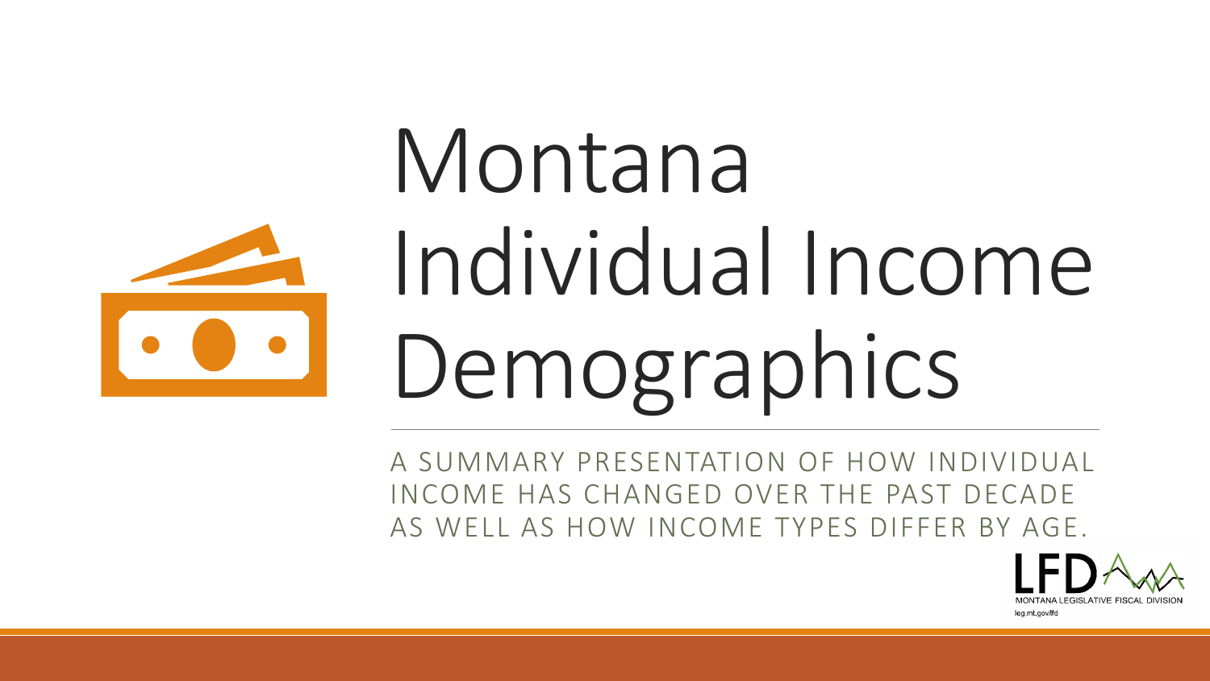# Montana Individual Income Demographics

A SUMMARY PRESENTATION OF HOW INDIVIDUAL INCOME HAS CHANGED OVER THE PAST DECADE AS WELL AS HOW INCOME TYPES DIFFER BY AGE.

LFD

MONTANA LEGISLATIVE FISCAL DIVISION

leg.mt.gov/lfd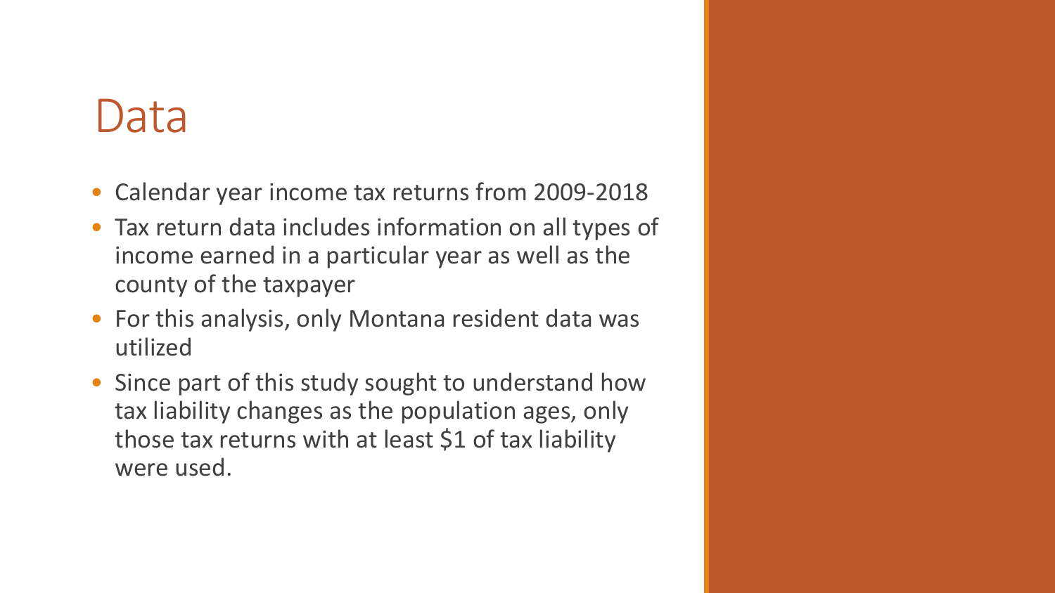# Data

- Calendar year income tax returns from 2009-2018
- Tax return data includes information on all types of income earned in a particular year as well as the county of the taxpayer
- For this analysis, only Montana resident data was utilized
- Since part of this study sought to understand how tax liability changes as the population ages, only those tax returns with at least $1 of tax liability were used.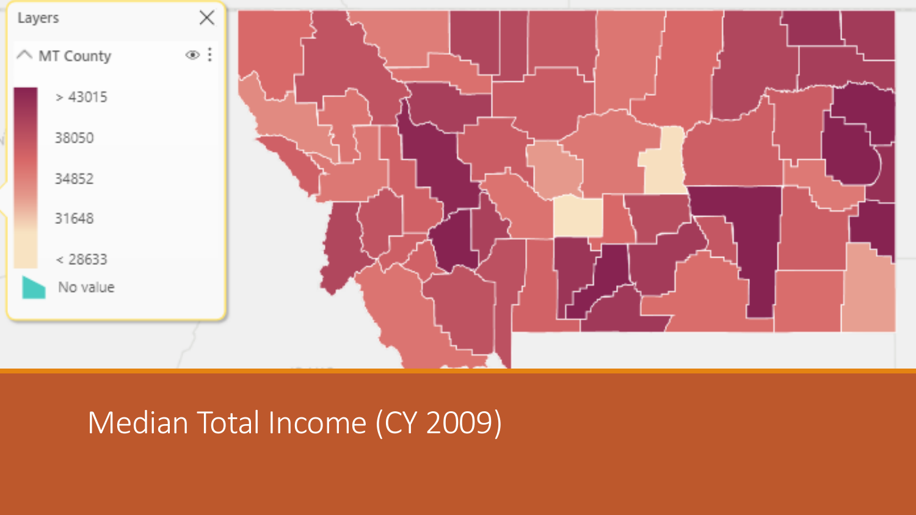Layers

MT County

> 43015

38050

34852

31648

< 28633

No value

# Median Total Income (CY 2009)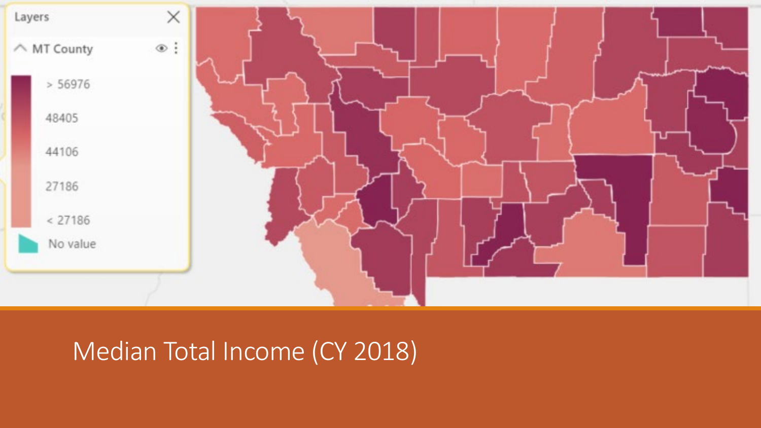Layers

MT County

> 56976

48405

44106

27186

< 27186

No value

# Median Total Income (CY 2018)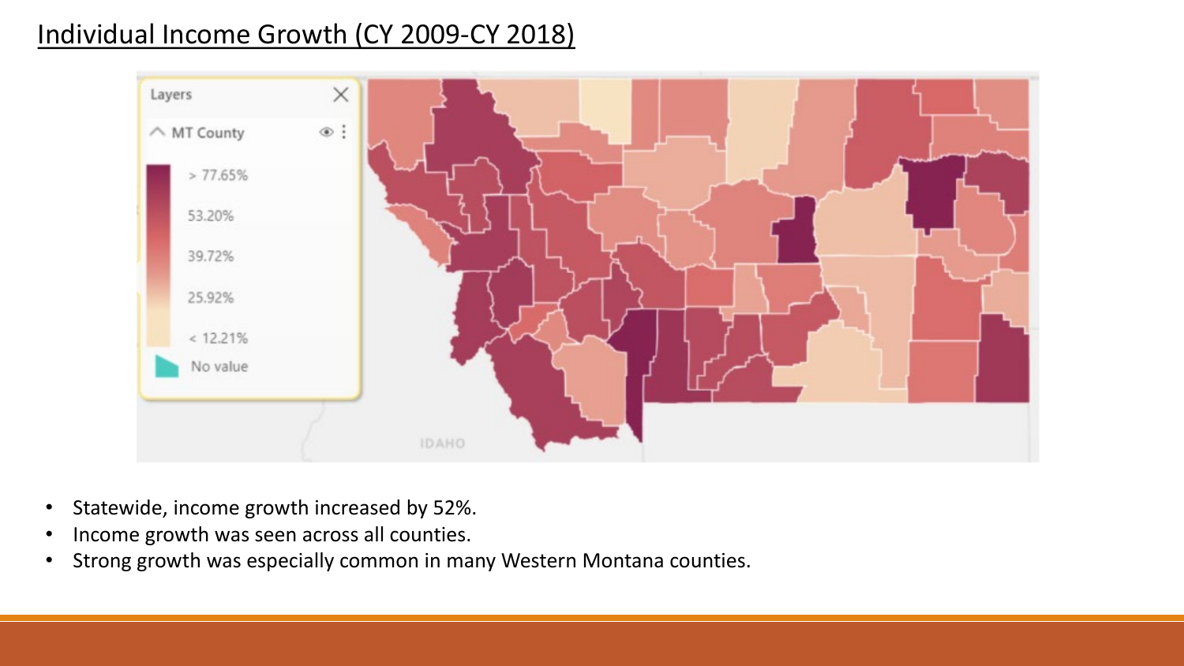## Individual Income Growth (CY 2009-CY 2018)

- Statewide, income growth increased by 52%.
- Income growth was seen across all counties.
- Strong growth was especially common in many Western Montana counties.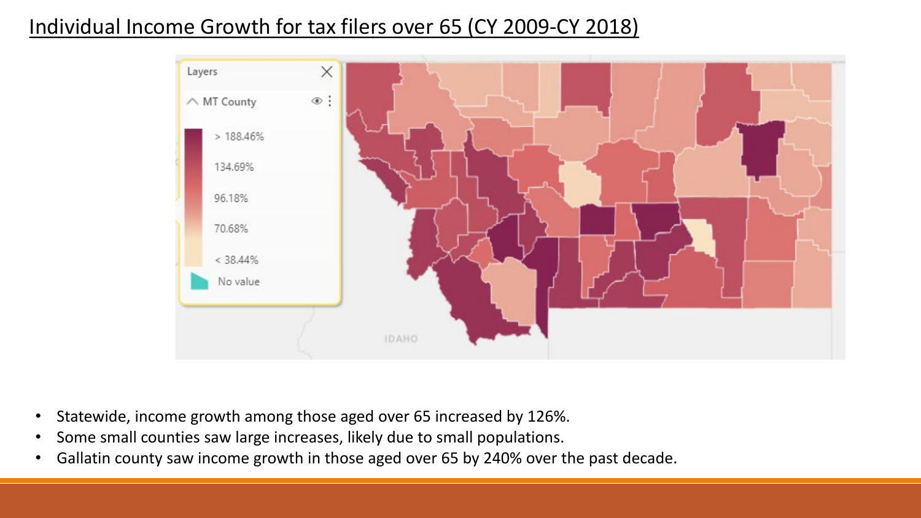# Individual Income Growth for tax filers over 65 (CY 2009-CY 2018)

- Statewide, income growth among those aged over 65 increased by 126%.
- Some small counties saw large increases, likely due to small populations.
- Gallatin county saw income growth in those aged over 65 by 240% over the past decade.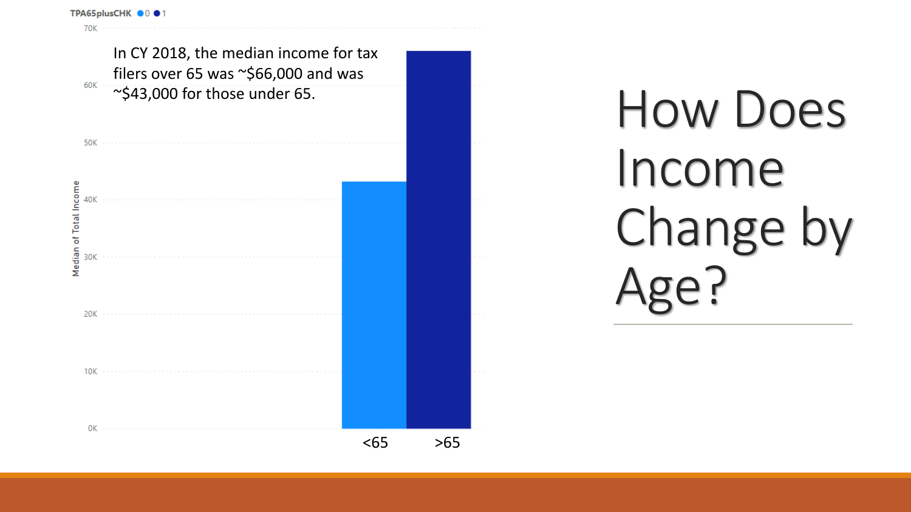# How Does Income Change by Age?

In CY 2018, the median income for tax filers over 65 was ~$66,000 and was ~$43,000 for those under 65.

TPA65plusCHK ● 0 ● 1

| | Median of Total Income |
| --- | --- |
| <65 | ~43K |
| >65 | ~66K |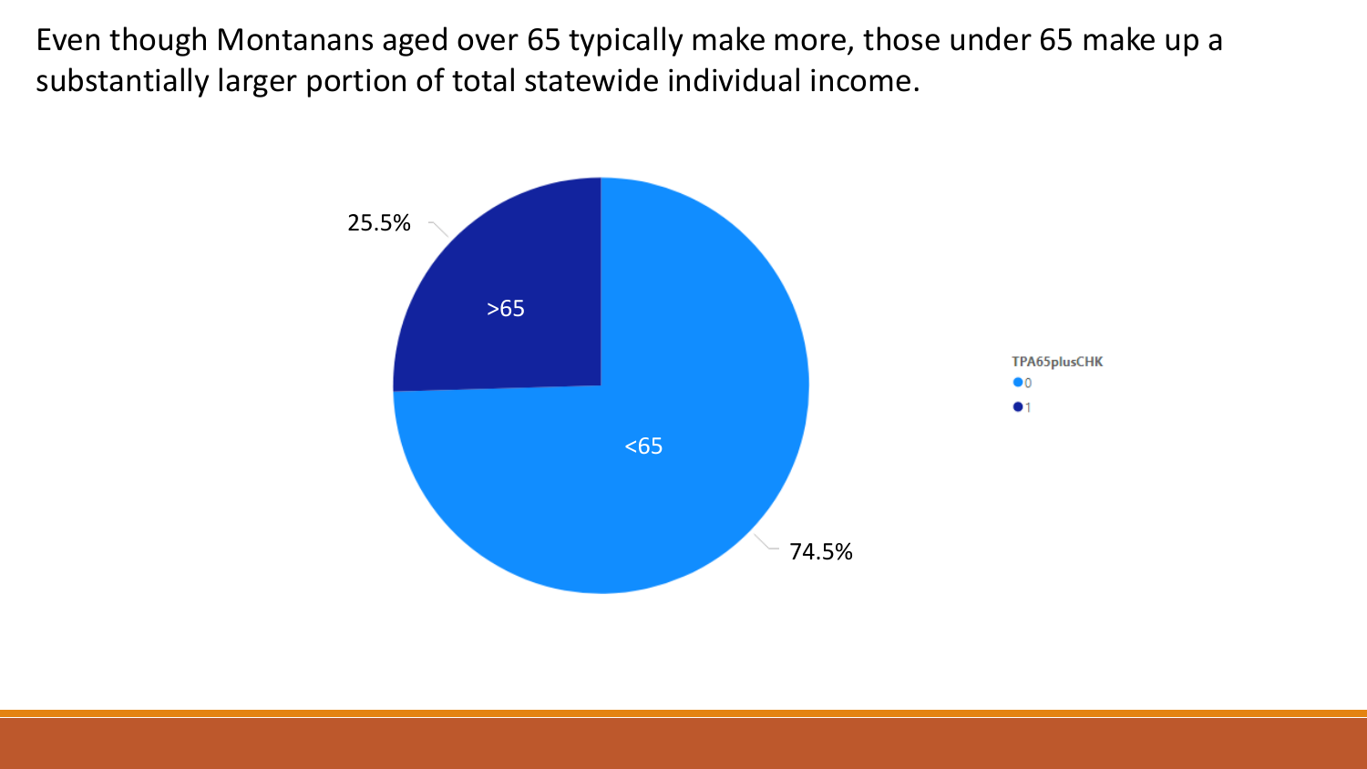Even though Montanans aged over 65 typically make more, those under 65 make up a substantially larger portion of total statewide individual income.

25.5%

>65

<65

74.5%

TPA65plusCHK

0

1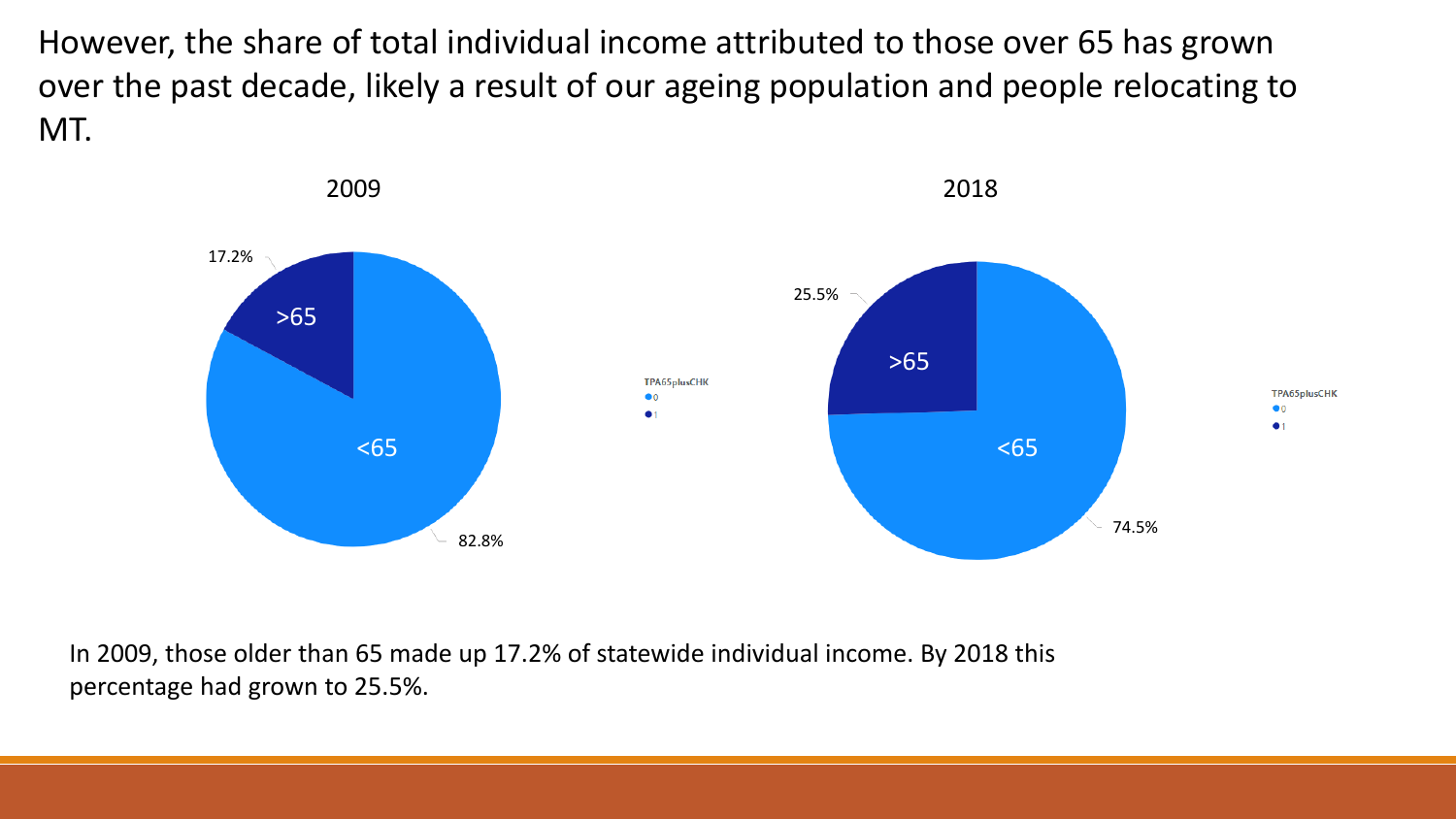However, the share of total individual income attributed to those over 65 has grown over the past decade, likely a result of our ageing population and people relocating to MT.

2009

17.2%

>65

<65

82.8%

TPA65plusCHK

0

1

2018

25.5%

>65

<65

74.5%

TPA65plusCHK

0

1

In 2009, those older than 65 made up 17.2% of statewide individual income. By 2018 this percentage had grown to 25.5%.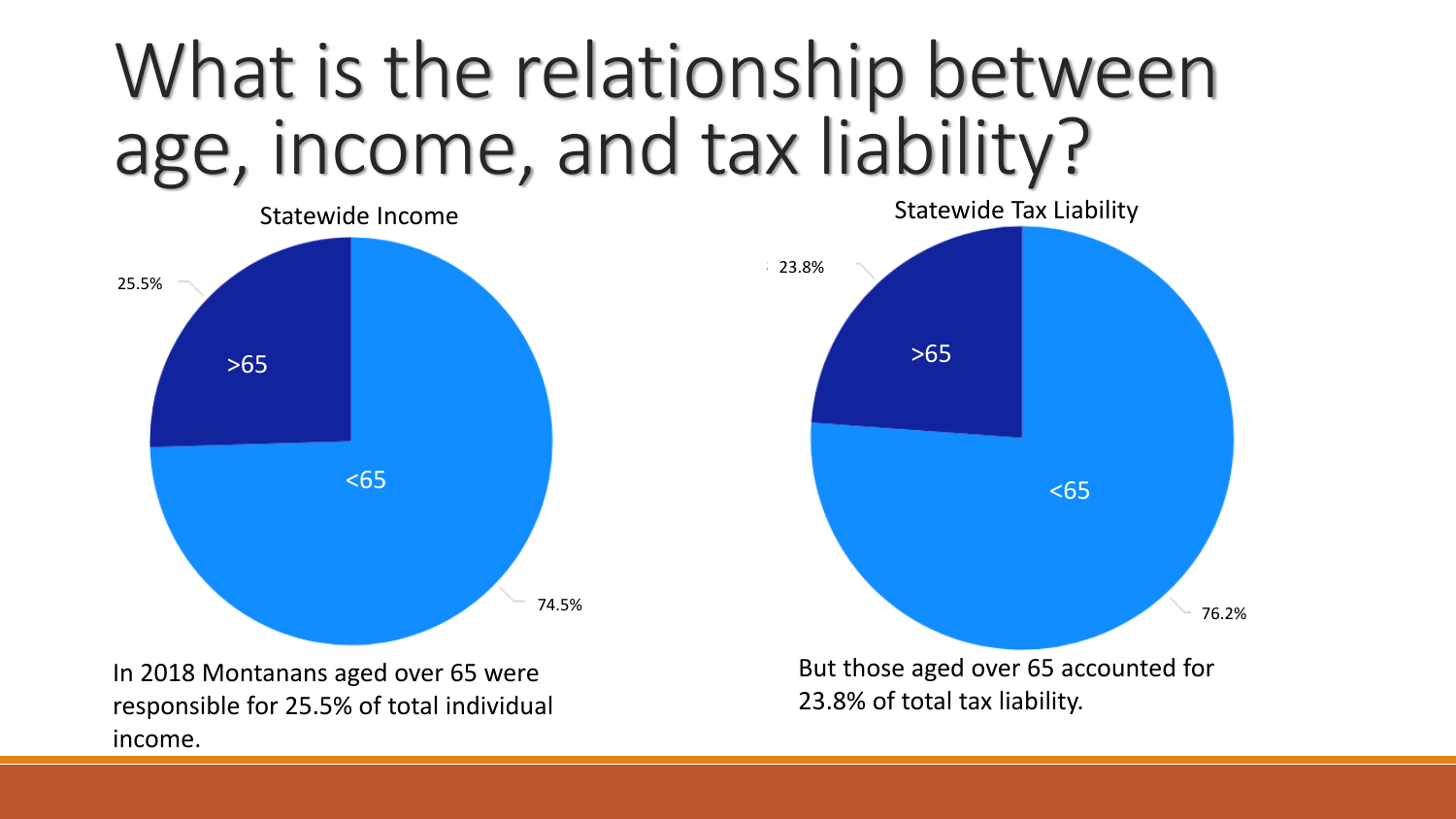# What is the relationship between age, income, and tax liability?

**Statewide Income**

| Age group | Share |
|---|---|
| >65 | 25.5% |
| <65 | 74.5% |

In 2018 Montanans aged over 65 were responsible for 25.5% of total individual income.

**Statewide Tax Liability**

| Age group | Share |
|---|---|
| >65 | 23.8% |
| <65 | 76.2% |

But those aged over 65 accounted for 23.8% of total tax liability.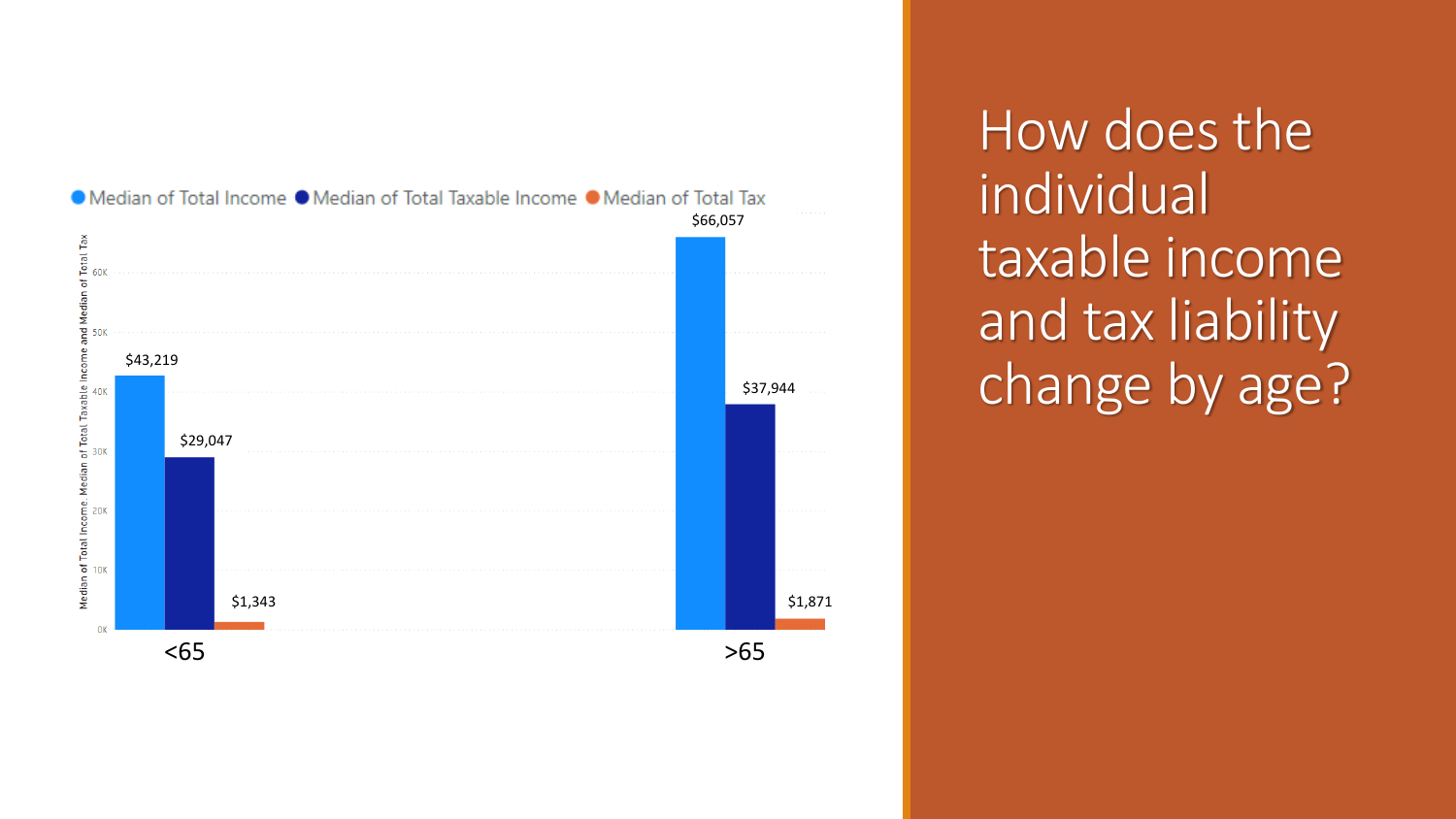# How does the individual taxable income and tax liability change by age?

| | Median of Total Income | Median of Total Taxable Income | Median of Total Tax |
|---|---|---|---|
| <65 | $43,219 | $29,047 | $1,343 |
| >65 | $66,057 | $37,944 | $1,871 |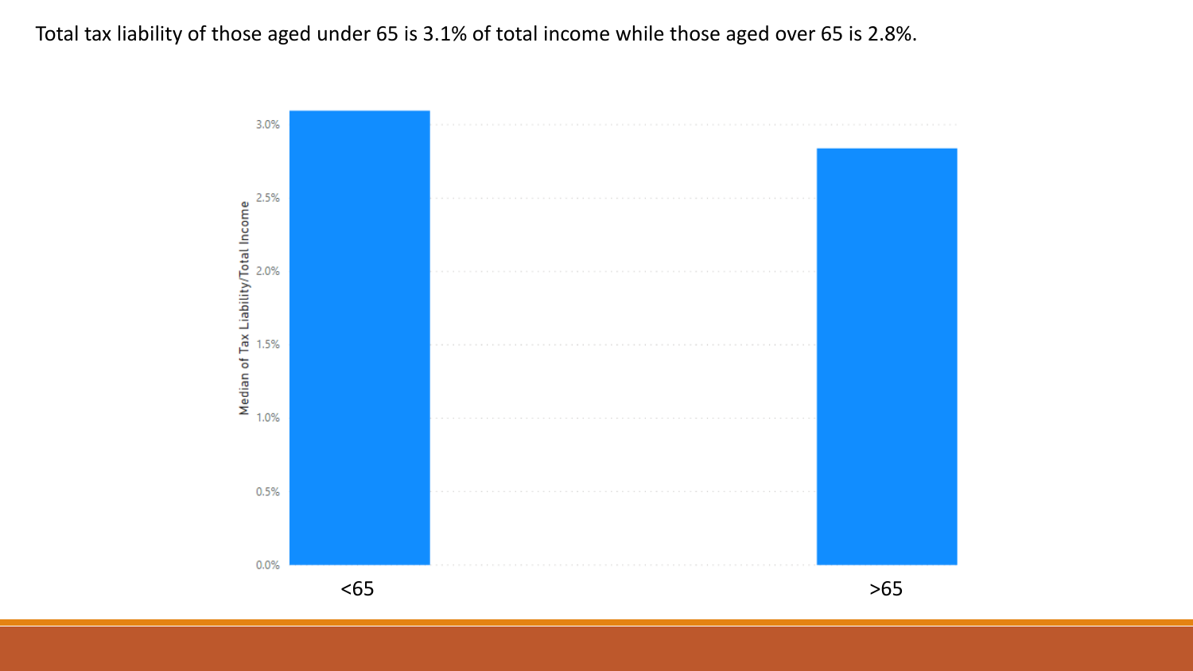Total tax liability of those aged under 65 is 3.1% of total income while those aged over 65 is 2.8%.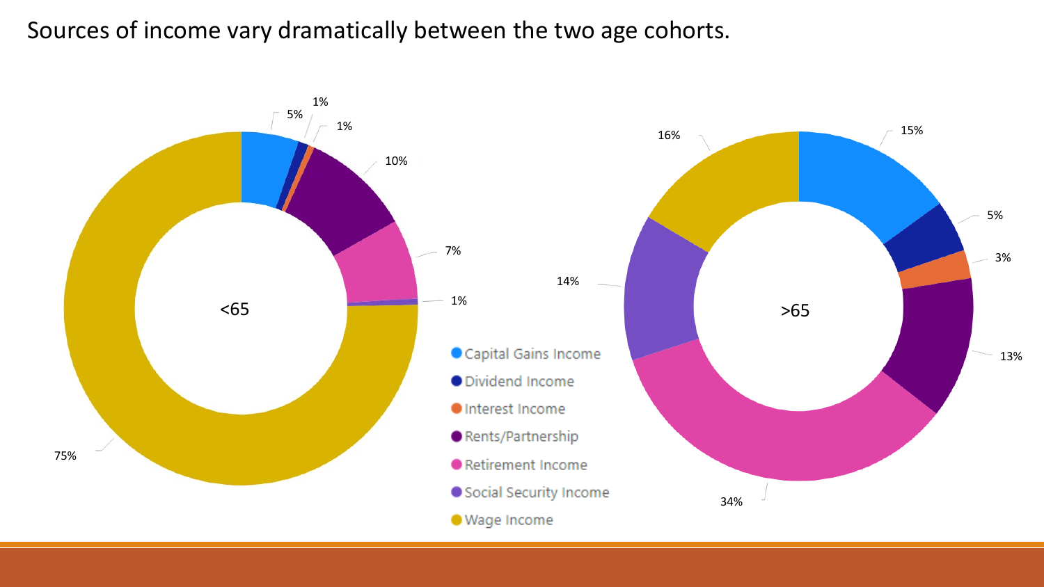# Sources of income vary dramatically between the two age cohorts.

| Income Source | <65 | >65 |
| --- | --- | --- |
| Capital Gains Income | 5% | 15% |
| Dividend Income | 1% | 5% |
| Interest Income | 1% | 3% |
| Rents/Partnership | 10% | 13% |
| Retirement Income | 7% | 34% |
| Social Security Income | 1% | 14% |
| Wage Income | 75% | 16% |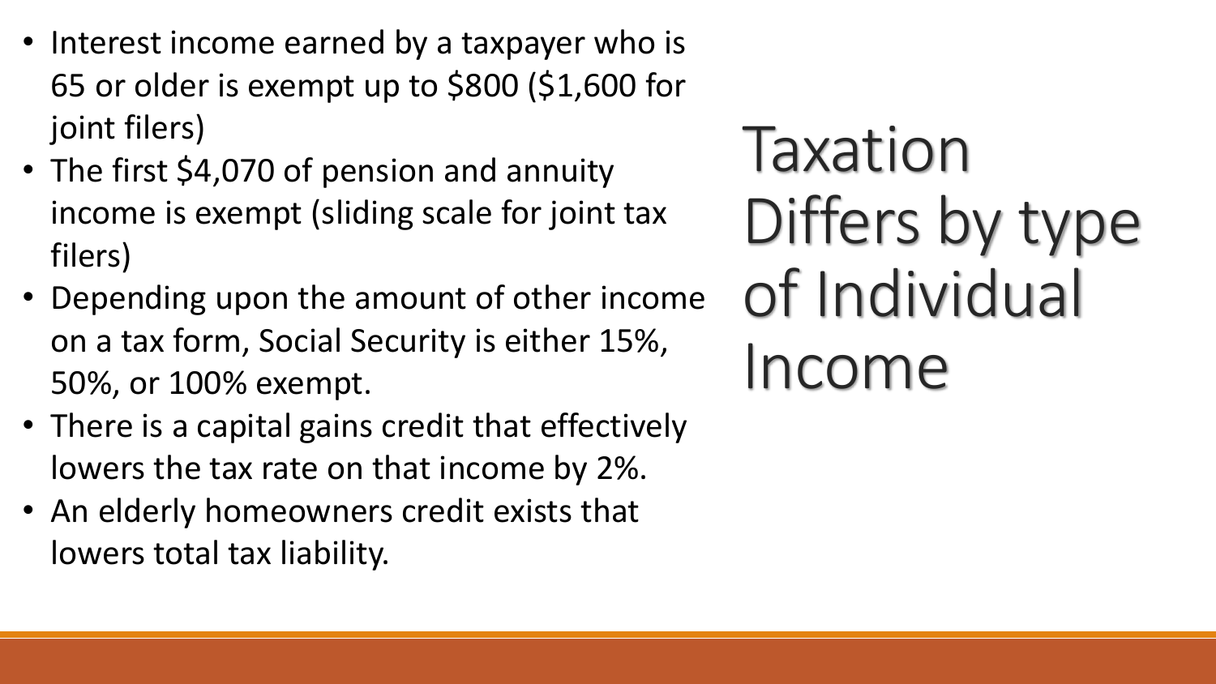# Taxation Differs by type of Individual Income

- Interest income earned by a taxpayer who is 65 or older is exempt up to $800 ($1,600 for joint filers)
- The first $4,070 of pension and annuity income is exempt (sliding scale for joint tax filers)
- Depending upon the amount of other income on a tax form, Social Security is either 15%, 50%, or 100% exempt.
- There is a capital gains credit that effectively lowers the tax rate on that income by 2%.
- An elderly homeowners credit exists that lowers total tax liability.